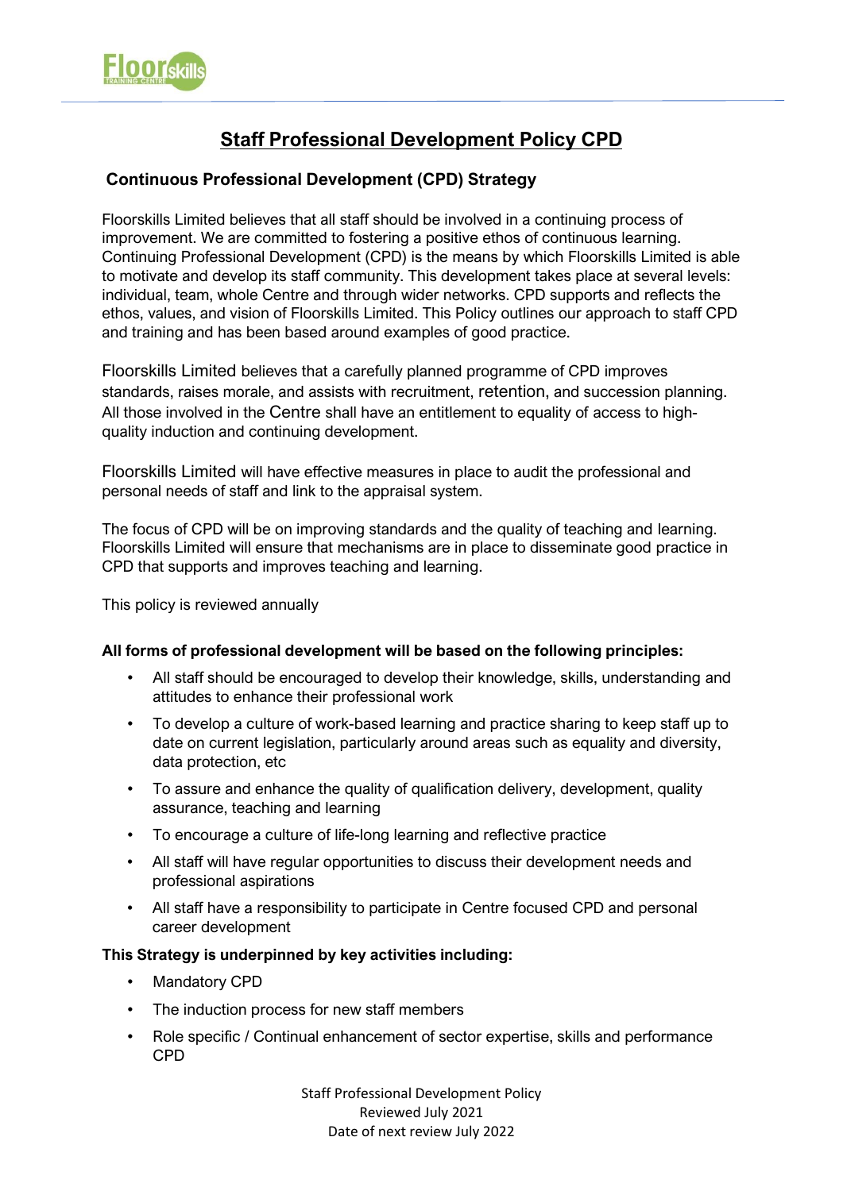# Staff Professional Development Policy CPD

## Continuous Professional Development (CPD) Strategy

Floorskills Limited believes that all staff should be involved in a continuing process of improvement. We are committed to fostering a positive ethos of continuous learning. Continuing Professional Development (CPD) is the means by which Floorskills Limited is able to motivate and develop its staff community. This development takes place at several levels: individual, team, whole Centre and through wider networks. CPD supports and reflects the ethos, values, and vision of Floorskills Limited. This Policy outlines our approach to staff CPD and training and has been based around examples of good practice.

Floorskills Limited believes that a carefully planned programme of CPD improves standards, raises morale, and assists with recruitment, retention, and succession planning. All those involved in the Centre shall have an entitlement to equality of access to high-quality induction and continuing development.

Floorskills Limited will have effective measures in place to audit the professional and personal needs of staff and link to the appraisal system.

The focus of CPD will be on improving standards and the quality of teaching and learning. Floorskills Limited will ensure that mechanisms are in place to disseminate good practice in CPD that supports and improves teaching and learning.

This policy is reviewed annually

**All forms of professional development will be based on the following principles:**

- All staff should be encouraged to develop their knowledge, skills, understanding and attitudes to enhance their professional work
- To develop a culture of work-based learning and practice sharing to keep staff up to date on current legislation, particularly around areas such as equality and diversity, data protection, etc
- To assure and enhance the quality of qualification delivery, development, quality assurance, teaching and learning
- To encourage a culture of life-long learning and reflective practice
- All staff will have regular opportunities to discuss their development needs and professional aspirations
- All staff have a responsibility to participate in Centre focused CPD and personal career development

**This Strategy is underpinned by key activities including:**

- Mandatory CPD
- The induction process for new staff members
- Role specific / Continual enhancement of sector expertise, skills and performance CPD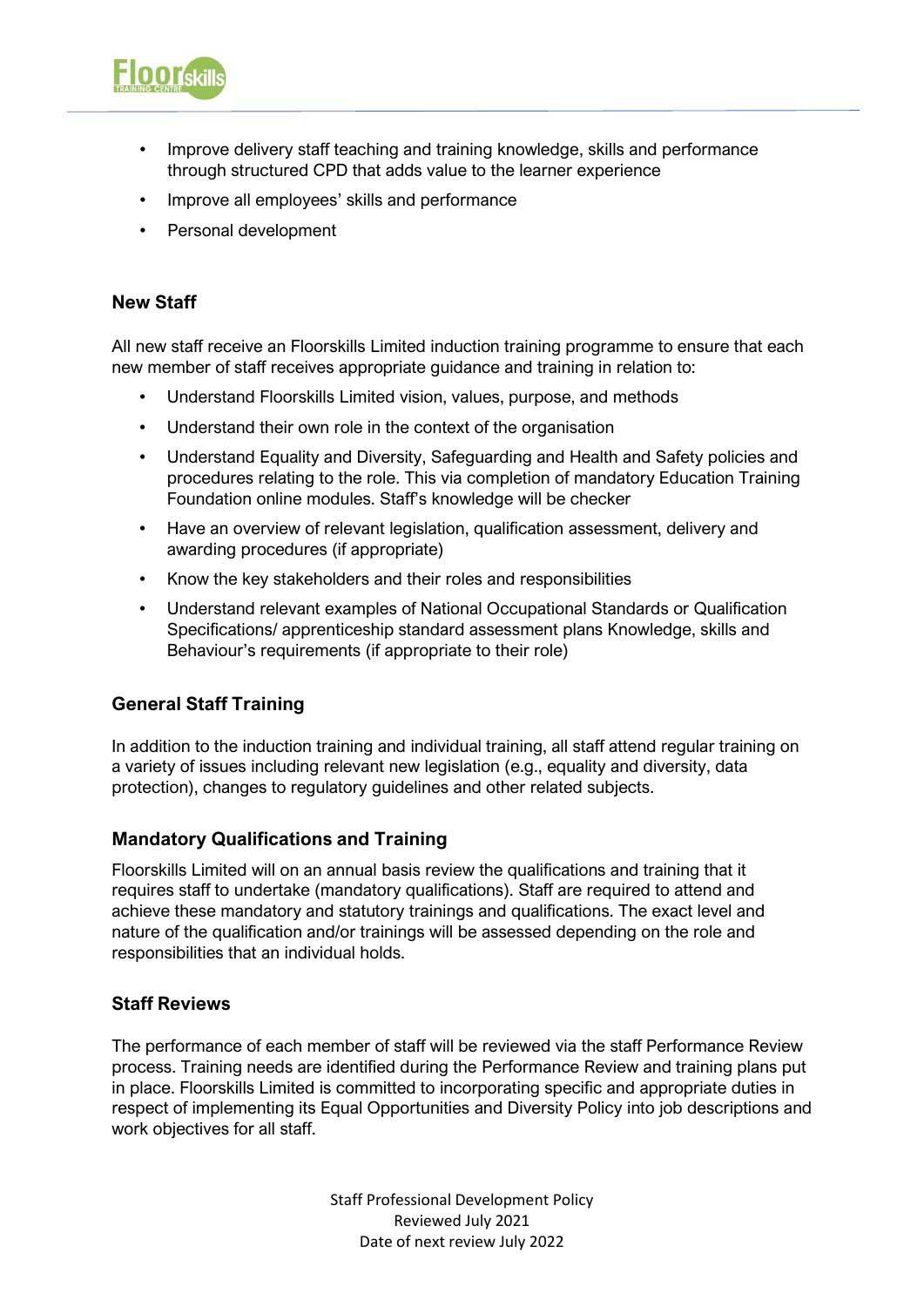- Improve delivery staff teaching and training knowledge, skills and performance through structured CPD that adds value to the learner experience
- Improve all employees' skills and performance
- Personal development

### New Staff

All new staff receive an Floorskills Limited induction training programme to ensure that each new member of staff receives appropriate guidance and training in relation to:

- Understand Floorskills Limited vision, values, purpose, and methods
- Understand their own role in the context of the organisation
- Understand Equality and Diversity, Safeguarding and Health and Safety policies and procedures relating to the role. This via completion of mandatory Education Training Foundation online modules. Staff's knowledge will be checker
- Have an overview of relevant legislation, qualification assessment, delivery and awarding procedures (if appropriate)
- Know the key stakeholders and their roles and responsibilities
- Understand relevant examples of National Occupational Standards or Qualification Specifications/ apprenticeship standard assessment plans Knowledge, skills and Behaviour's requirements (if appropriate to their role)

### General Staff Training

In addition to the induction training and individual training, all staff attend regular training on a variety of issues including relevant new legislation (e.g., equality and diversity, data protection), changes to regulatory guidelines and other related subjects.

### Mandatory Qualifications and Training

Floorskills Limited will on an annual basis review the qualifications and training that it requires staff to undertake (mandatory qualifications). Staff are required to attend and achieve these mandatory and statutory trainings and qualifications. The exact level and nature of the qualification and/or trainings will be assessed depending on the role and responsibilities that an individual holds.

### Staff Reviews

The performance of each member of staff will be reviewed via the staff Performance Review process. Training needs are identified during the Performance Review and training plans put in place. Floorskills Limited is committed to incorporating specific and appropriate duties in respect of implementing its Equal Opportunities and Diversity Policy into job descriptions and work objectives for all staff.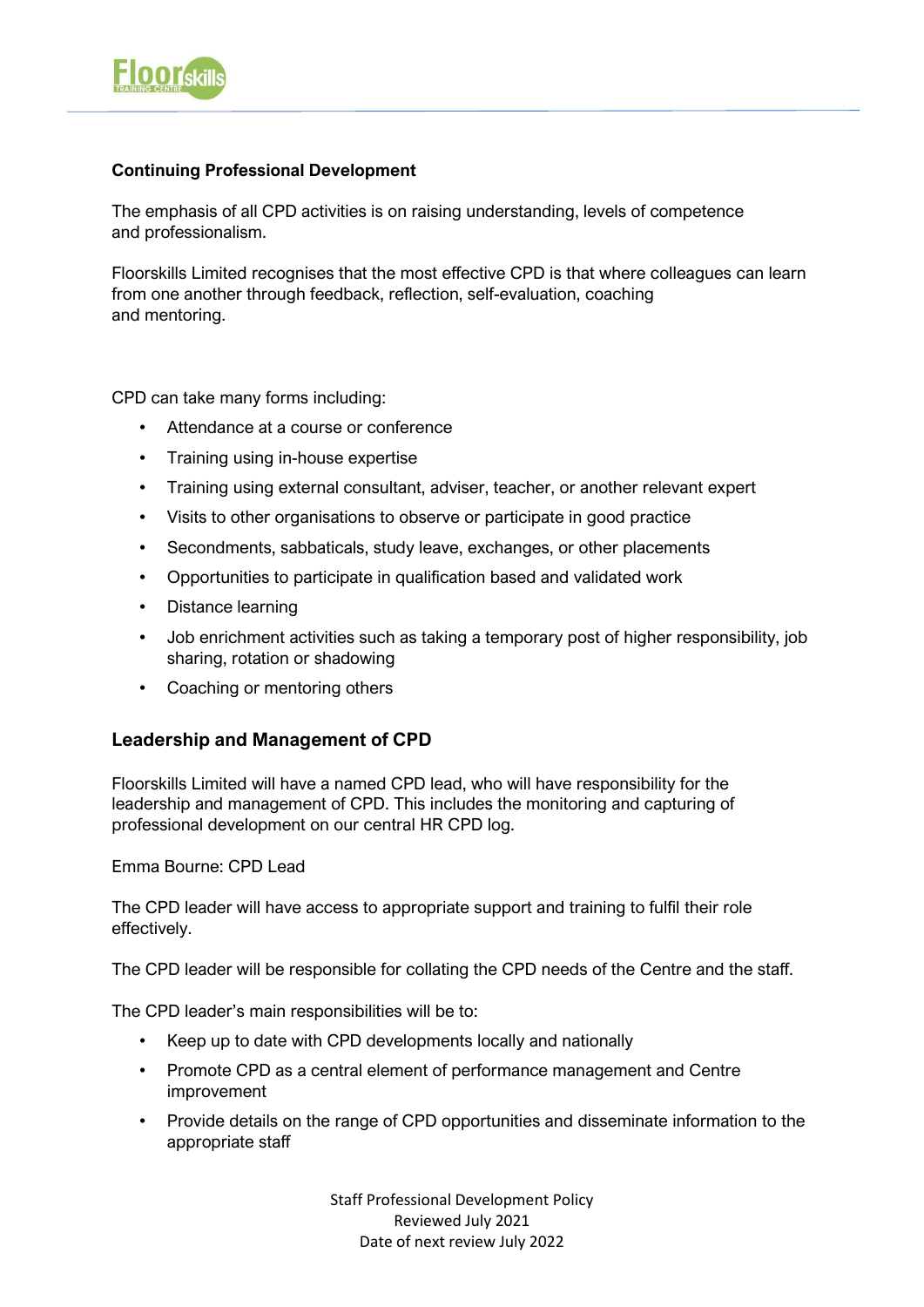**Continuing Professional Development**

The emphasis of all CPD activities is on raising understanding, levels of competence and professionalism.

Floorskills Limited recognises that the most effective CPD is that where colleagues can learn from one another through feedback, reflection, self-evaluation, coaching and mentoring.

CPD can take many forms including:

- Attendance at a course or conference
- Training using in-house expertise
- Training using external consultant, adviser, teacher, or another relevant expert
- Visits to other organisations to observe or participate in good practice
- Secondments, sabbaticals, study leave, exchanges, or other placements
- Opportunities to participate in qualification based and validated work
- Distance learning
- Job enrichment activities such as taking a temporary post of higher responsibility, job sharing, rotation or shadowing
- Coaching or mentoring others

## Leadership and Management of CPD

Floorskills Limited will have a named CPD lead, who will have responsibility for the leadership and management of CPD. This includes the monitoring and capturing of professional development on our central HR CPD log.

Emma Bourne: CPD Lead

The CPD leader will have access to appropriate support and training to fulfil their role effectively.

The CPD leader will be responsible for collating the CPD needs of the Centre and the staff.

The CPD leader's main responsibilities will be to:

- Keep up to date with CPD developments locally and nationally
- Promote CPD as a central element of performance management and Centre improvement
- Provide details on the range of CPD opportunities and disseminate information to the appropriate staff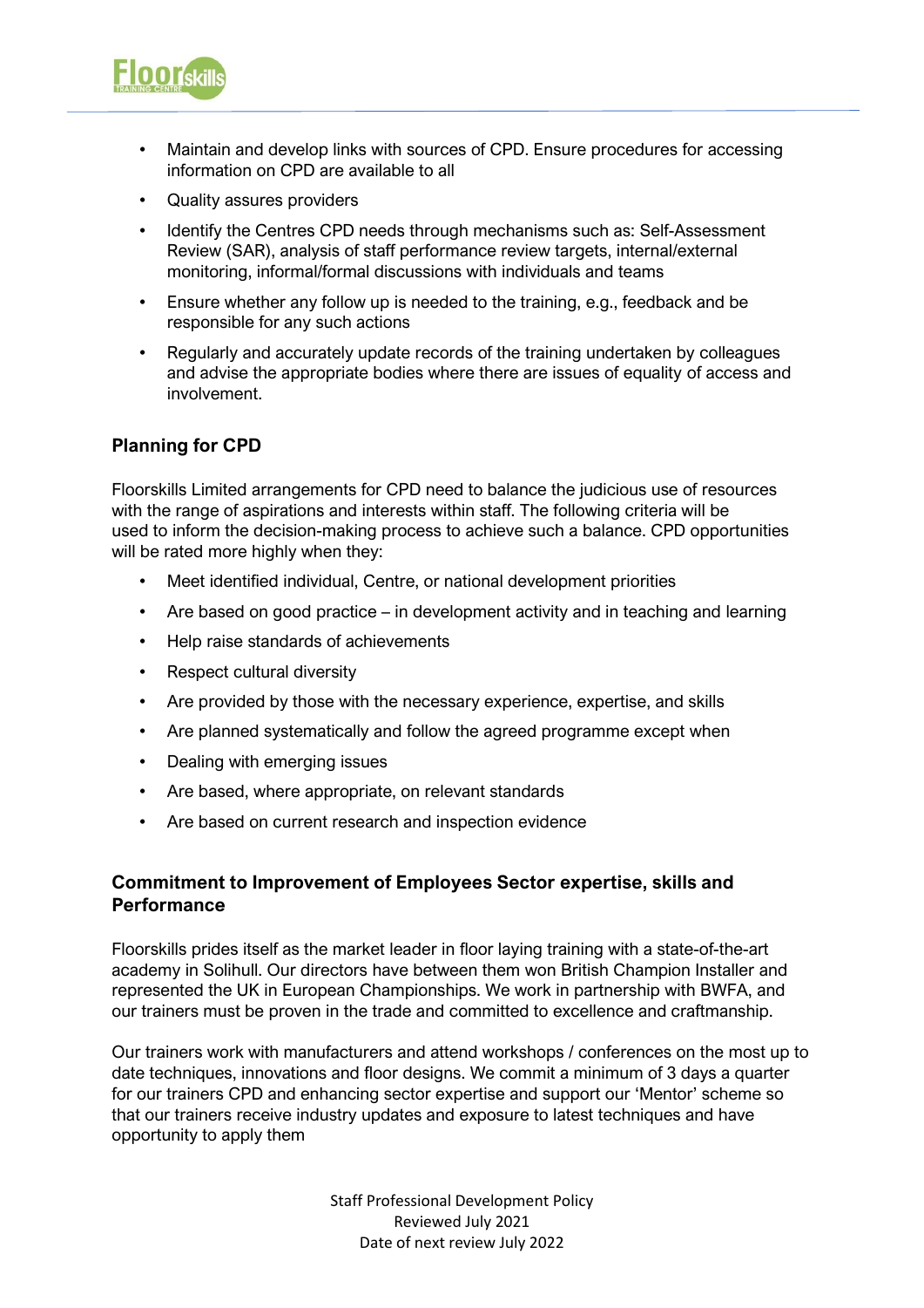- Maintain and develop links with sources of CPD. Ensure procedures for accessing information on CPD are available to all
- Quality assures providers
- Identify the Centres CPD needs through mechanisms such as: Self-Assessment Review (SAR), analysis of staff performance review targets, internal/external monitoring, informal/formal discussions with individuals and teams
- Ensure whether any follow up is needed to the training, e.g., feedback and be responsible for any such actions
- Regularly and accurately update records of the training undertaken by colleagues and advise the appropriate bodies where there are issues of equality of access and involvement.

### Planning for CPD

Floorskills Limited arrangements for CPD need to balance the judicious use of resources with the range of aspirations and interests within staff. The following criteria will be used to inform the decision-making process to achieve such a balance. CPD opportunities will be rated more highly when they:

- Meet identified individual, Centre, or national development priorities
- Are based on good practice – in development activity and in teaching and learning
- Help raise standards of achievements
- Respect cultural diversity
- Are provided by those with the necessary experience, expertise, and skills
- Are planned systematically and follow the agreed programme except when
- Dealing with emerging issues
- Are based, where appropriate, on relevant standards
- Are based on current research and inspection evidence

### Commitment to Improvement of Employees Sector expertise, skills and Performance

Floorskills prides itself as the market leader in floor laying training with a state-of-the-art academy in Solihull. Our directors have between them won British Champion Installer and represented the UK in European Championships. We work in partnership with BWFA, and our trainers must be proven in the trade and committed to excellence and craftmanship.

Our trainers work with manufacturers and attend workshops / conferences on the most up to date techniques, innovations and floor designs. We commit a minimum of 3 days a quarter for our trainers CPD and enhancing sector expertise and support our 'Mentor' scheme so that our trainers receive industry updates and exposure to latest techniques and have opportunity to apply them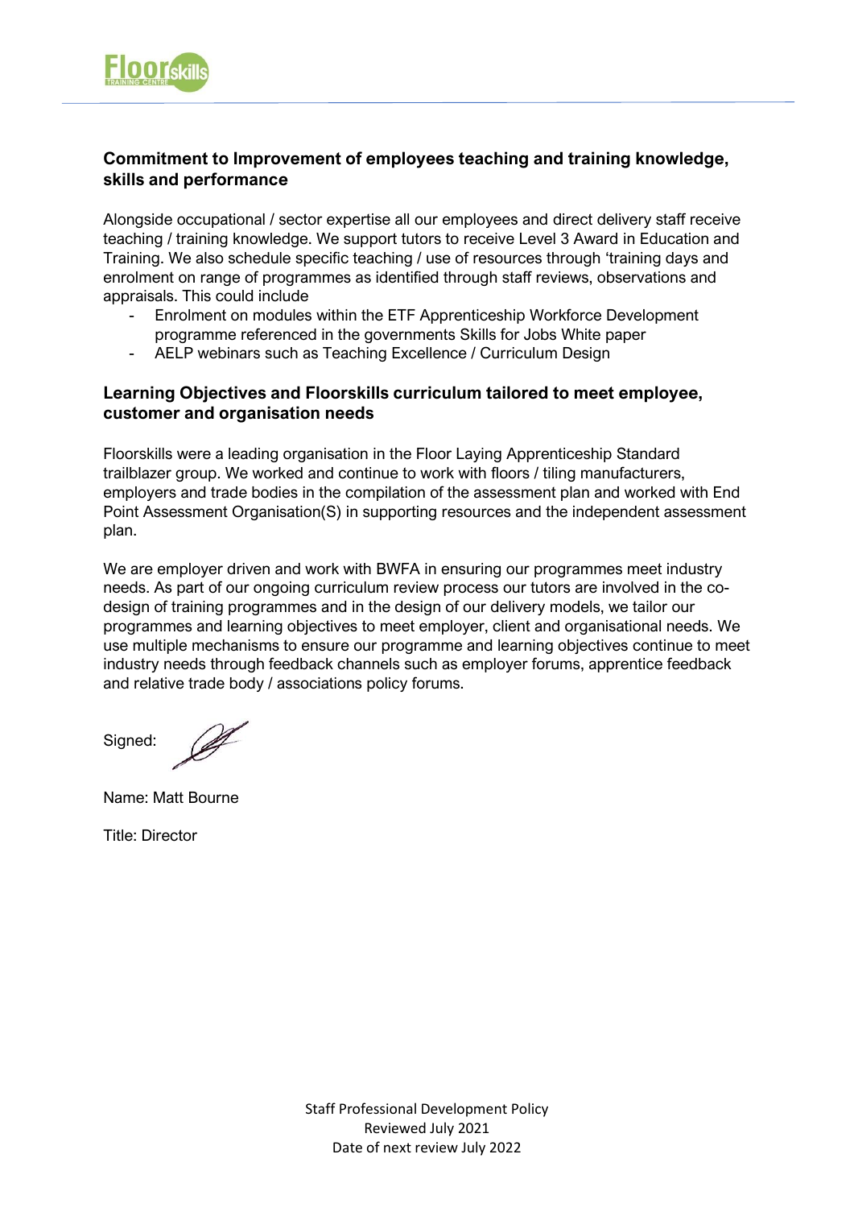## Commitment to Improvement of employees teaching and training knowledge, skills and performance

Alongside occupational / sector expertise all our employees and direct delivery staff receive teaching / training knowledge. We support tutors to receive Level 3 Award in Education and Training. We also schedule specific teaching / use of resources through 'training days and enrolment on range of programmes as identified through staff reviews, observations and appraisals. This could include

- Enrolment on modules within the ETF Apprenticeship Workforce Development programme referenced in the governments Skills for Jobs White paper
- AELP webinars such as Teaching Excellence / Curriculum Design

## Learning Objectives and Floorskills curriculum tailored to meet employee, customer and organisation needs

Floorskills were a leading organisation in the Floor Laying Apprenticeship Standard trailblazer group. We worked and continue to work with floors / tiling manufacturers, employers and trade bodies in the compilation of the assessment plan and worked with End Point Assessment Organisation(S) in supporting resources and the independent assessment plan.

We are employer driven and work with BWFA in ensuring our programmes meet industry needs. As part of our ongoing curriculum review process our tutors are involved in the co-design of training programmes and in the design of our delivery models, we tailor our programmes and learning objectives to meet employer, client and organisational needs. We use multiple mechanisms to ensure our programme and learning objectives continue to meet industry needs through feedback channels such as employer forums, apprentice feedback and relative trade body / associations policy forums.

Signed:

Name: Matt Bourne

Title: Director

Staff Professional Development Policy
Reviewed July 2021
Date of next review July 2022